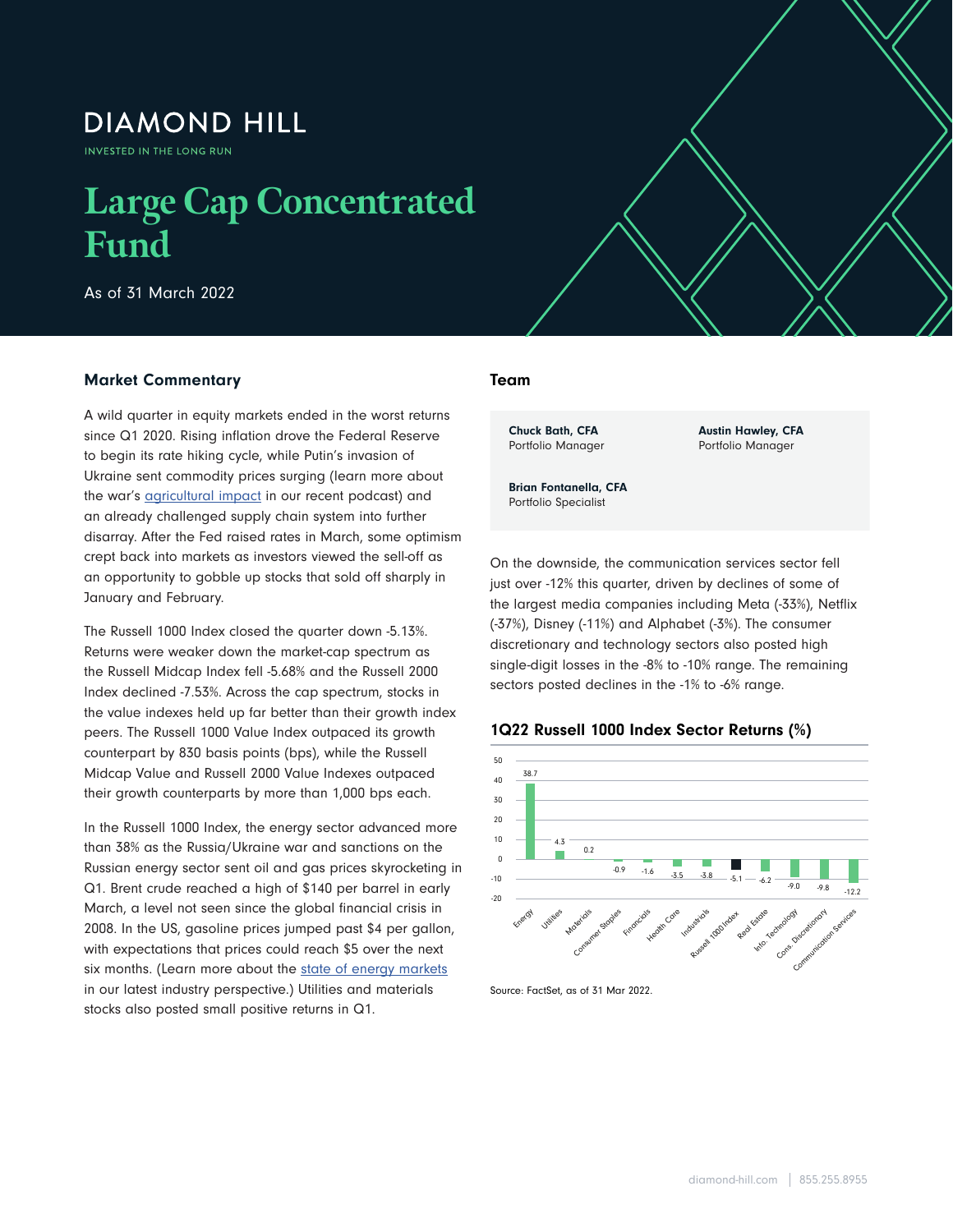DIAMOND HILL

INVESTED IN THE LONG RUN

# Large Cap Concentrated Fund

As of 31 March 2022

## Market Commentary

A wild quarter in equity markets ended in the worst returns since Q1 2020. Rising inflation drove the Federal Reserve to begin its rate hiking cycle, while Putin's invasion of Ukraine sent commodity prices surging (learn more about the war's agricultural impact in our recent podcast) and an already challenged supply chain system into further disarray. After the Fed raised rates in March, some optimism crept back into markets as investors viewed the sell-off as an opportunity to gobble up stocks that sold off sharply in January and February.

The Russell 1000 Index closed the quarter down -5.13%. Returns were weaker down the market-cap spectrum as the Russell Midcap Index fell -5.68% and the Russell 2000 Index declined -7.53%. Across the cap spectrum, stocks in the value indexes held up far better than their growth index peers. The Russell 1000 Value Index outpaced its growth counterpart by 830 basis points (bps), while the Russell Midcap Value and Russell 2000 Value Indexes outpaced their growth counterparts by more than 1,000 bps each.

In the Russell 1000 Index, the energy sector advanced more than 38% as the Russia/Ukraine war and sanctions on the Russian energy sector sent oil and gas prices skyrocketing in Q1. Brent crude reached a high of $140 per barrel in early March, a level not seen since the global financial crisis in 2008. In the US, gasoline prices jumped past $4 per gallon, with expectations that prices could reach $5 over the next six months. (Learn more about the state of energy markets in our latest industry perspective.) Utilities and materials stocks also posted small positive returns in Q1.

## Team

**Chuck Bath, CFA**
Portfolio Manager

**Austin Hawley, CFA**
Portfolio Manager

**Brian Fontanella, CFA**
Portfolio Specialist

On the downside, the communication services sector fell just over -12% this quarter, driven by declines of some of the largest media companies including Meta (-33%), Netflix (-37%), Disney (-11%) and Alphabet (-3%). The consumer discretionary and technology sectors also posted high single-digit losses in the -8% to -10% range. The remaining sectors posted declines in the -1% to -6% range.

### 1Q22 Russell 1000 Index Sector Returns (%)

| Sector | Return (%) |
|---|---|
| Energy | 38.7 |
| Utilities | 4.3 |
| Materials | 0.2 |
| Consumer Staples | -0.9 |
| Financials | -1.6 |
| Health Care | -3.5 |
| Industrials | -3.8 |
| Russell 1000 Index | -5.1 |
| Real Estate | -6.2 |
| Info. Technology | -9.0 |
| Cons. Discretionary | -9.8 |
| Communication Services | -12.2 |

Source: FactSet, as of 31 Mar 2022.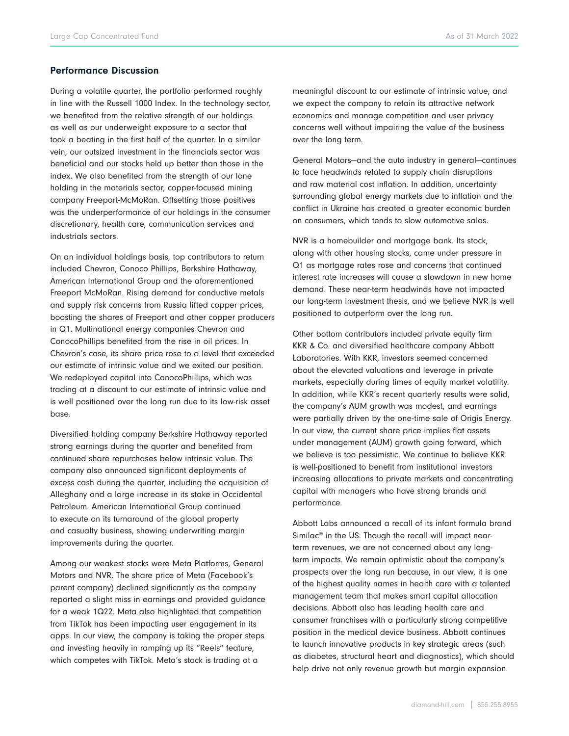## Performance Discussion

During a volatile quarter, the portfolio performed roughly in line with the Russell 1000 Index. In the technology sector, we benefited from the relative strength of our holdings as well as our underweight exposure to a sector that took a beating in the first half of the quarter. In a similar vein, our outsized investment in the financials sector was beneficial and our stocks held up better than those in the index. We also benefited from the strength of our lone holding in the materials sector, copper-focused mining company Freeport-McMoRan. Offsetting those positives was the underperformance of our holdings in the consumer discretionary, health care, communication services and industrials sectors.

On an individual holdings basis, top contributors to return included Chevron, Conoco Phillips, Berkshire Hathaway, American International Group and the aforementioned Freeport McMoRan. Rising demand for conductive metals and supply risk concerns from Russia lifted copper prices, boosting the shares of Freeport and other copper producers in Q1. Multinational energy companies Chevron and ConocoPhillips benefited from the rise in oil prices. In Chevron's case, its share price rose to a level that exceeded our estimate of intrinsic value and we exited our position. We redeployed capital into ConocoPhillips, which was trading at a discount to our estimate of intrinsic value and is well positioned over the long run due to its low-risk asset base.

Diversified holding company Berkshire Hathaway reported strong earnings during the quarter and benefited from continued share repurchases below intrinsic value. The company also announced significant deployments of excess cash during the quarter, including the acquisition of Alleghany and a large increase in its stake in Occidental Petroleum. American International Group continued to execute on its turnaround of the global property and casualty business, showing underwriting margin improvements during the quarter.

Among our weakest stocks were Meta Platforms, General Motors and NVR. The share price of Meta (Facebook's parent company) declined significantly as the company reported a slight miss in earnings and provided guidance for a weak 1Q22. Meta also highlighted that competition from TikTok has been impacting user engagement in its apps. In our view, the company is taking the proper steps and investing heavily in ramping up its "Reels" feature, which competes with TikTok. Meta's stock is trading at a meaningful discount to our estimate of intrinsic value, and we expect the company to retain its attractive network economics and manage competition and user privacy concerns well without impairing the value of the business over the long term.

General Motors—and the auto industry in general—continues to face headwinds related to supply chain disruptions and raw material cost inflation. In addition, uncertainty surrounding global energy markets due to inflation and the conflict in Ukraine has created a greater economic burden on consumers, which tends to slow automotive sales.

NVR is a homebuilder and mortgage bank. Its stock, along with other housing stocks, came under pressure in Q1 as mortgage rates rose and concerns that continued interest rate increases will cause a slowdown in new home demand. These near-term headwinds have not impacted our long-term investment thesis, and we believe NVR is well positioned to outperform over the long run.

Other bottom contributors included private equity firm KKR & Co. and diversified healthcare company Abbott Laboratories. With KKR, investors seemed concerned about the elevated valuations and leverage in private markets, especially during times of equity market volatility. In addition, while KKR's recent quarterly results were solid, the company's AUM growth was modest, and earnings were partially driven by the one-time sale of Origis Energy. In our view, the current share price implies flat assets under management (AUM) growth going forward, which we believe is too pessimistic. We continue to believe KKR is well-positioned to benefit from institutional investors increasing allocations to private markets and concentrating capital with managers who have strong brands and performance.

Abbott Labs announced a recall of its infant formula brand Similac® in the US. Though the recall will impact near-term revenues, we are not concerned about any long-term impacts. We remain optimistic about the company's prospects over the long run because, in our view, it is one of the highest quality names in health care with a talented management team that makes smart capital allocation decisions. Abbott also has leading health care and consumer franchises with a particularly strong competitive position in the medical device business. Abbott continues to launch innovative products in key strategic areas (such as diabetes, structural heart and diagnostics), which should help drive not only revenue growth but margin expansion.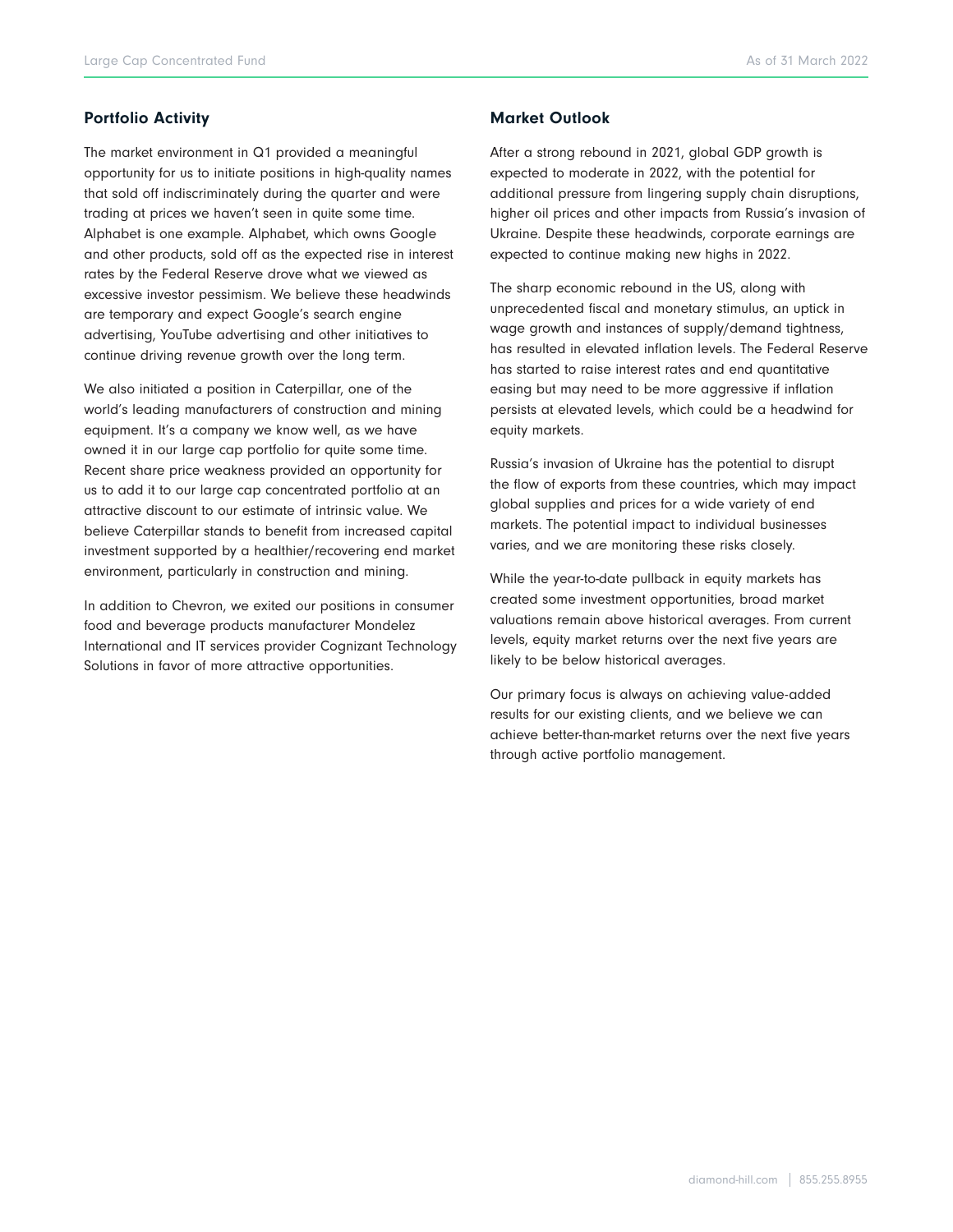## Portfolio Activity

The market environment in Q1 provided a meaningful opportunity for us to initiate positions in high-quality names that sold off indiscriminately during the quarter and were trading at prices we haven't seen in quite some time. Alphabet is one example. Alphabet, which owns Google and other products, sold off as the expected rise in interest rates by the Federal Reserve drove what we viewed as excessive investor pessimism. We believe these headwinds are temporary and expect Google's search engine advertising, YouTube advertising and other initiatives to continue driving revenue growth over the long term.

We also initiated a position in Caterpillar, one of the world's leading manufacturers of construction and mining equipment. It's a company we know well, as we have owned it in our large cap portfolio for quite some time. Recent share price weakness provided an opportunity for us to add it to our large cap concentrated portfolio at an attractive discount to our estimate of intrinsic value. We believe Caterpillar stands to benefit from increased capital investment supported by a healthier/recovering end market environment, particularly in construction and mining.

In addition to Chevron, we exited our positions in consumer food and beverage products manufacturer Mondelez International and IT services provider Cognizant Technology Solutions in favor of more attractive opportunities.

## Market Outlook

After a strong rebound in 2021, global GDP growth is expected to moderate in 2022, with the potential for additional pressure from lingering supply chain disruptions, higher oil prices and other impacts from Russia's invasion of Ukraine. Despite these headwinds, corporate earnings are expected to continue making new highs in 2022.

The sharp economic rebound in the US, along with unprecedented fiscal and monetary stimulus, an uptick in wage growth and instances of supply/demand tightness, has resulted in elevated inflation levels. The Federal Reserve has started to raise interest rates and end quantitative easing but may need to be more aggressive if inflation persists at elevated levels, which could be a headwind for equity markets.

Russia's invasion of Ukraine has the potential to disrupt the flow of exports from these countries, which may impact global supplies and prices for a wide variety of end markets. The potential impact to individual businesses varies, and we are monitoring these risks closely.

While the year-to-date pullback in equity markets has created some investment opportunities, broad market valuations remain above historical averages. From current levels, equity market returns over the next five years are likely to be below historical averages.

Our primary focus is always on achieving value-added results for our existing clients, and we believe we can achieve better-than-market returns over the next five years through active portfolio management.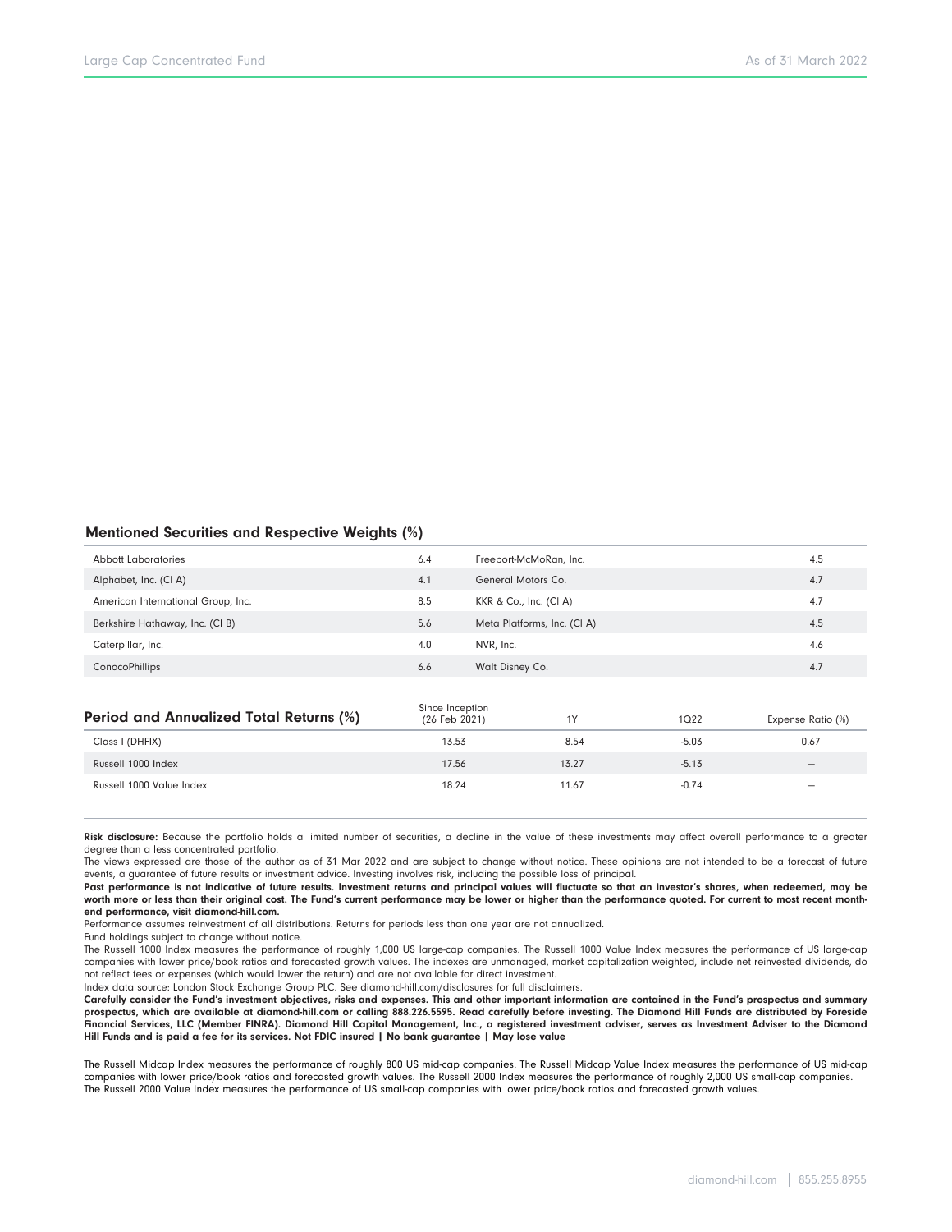## Mentioned Securities and Respective Weights (%)

| | | | |
|---|---|---|---|
| Abbott Laboratories | 6.4 | Freeport-McMoRan, Inc. | 4.5 |
| Alphabet, Inc. (Cl A) | 4.1 | General Motors Co. | 4.7 |
| American International Group, Inc. | 8.5 | KKR & Co., Inc. (Cl A) | 4.7 |
| Berkshire Hathaway, Inc. (Cl B) | 5.6 | Meta Platforms, Inc. (Cl A) | 4.5 |
| Caterpillar, Inc. | 4.0 | NVR, Inc. | 4.6 |
| ConocoPhillips | 6.6 | Walt Disney Co. | 4.7 |

## Period and Annualized Total Returns (%)

| | Since Inception (26 Feb 2021) | 1Y | 1Q22 | Expense Ratio (%) |
|---|---|---|---|---|
| Class I (DHFIX) | 13.53 | 8.54 | -5.03 | 0.67 |
| Russell 1000 Index | 17.56 | 13.27 | -5.13 | – |
| Russell 1000 Value Index | 18.24 | 11.67 | -0.74 | – |

**Risk disclosure:** Because the portfolio holds a limited number of securities, a decline in the value of these investments may affect overall performance to a greater degree than a less concentrated portfolio.

The views expressed are those of the author as of 31 Mar 2022 and are subject to change without notice. These opinions are not intended to be a forecast of future events, a guarantee of future results or investment advice. Investing involves risk, including the possible loss of principal.

**Past performance is not indicative of future results. Investment returns and principal values will fluctuate so that an investor's shares, when redeemed, may be worth more or less than their original cost. The Fund's current performance may be lower or higher than the performance quoted. For current to most recent month-end performance, visit diamond-hill.com.**

Performance assumes reinvestment of all distributions. Returns for periods less than one year are not annualized.

Fund holdings subject to change without notice.

The Russell 1000 Index measures the performance of roughly 1,000 US large-cap companies. The Russell 1000 Value Index measures the performance of US large-cap companies with lower price/book ratios and forecasted growth values. The indexes are unmanaged, market capitalization weighted, include net reinvested dividends, do not reflect fees or expenses (which would lower the return) and are not available for direct investment.

Index data source: London Stock Exchange Group PLC. See diamond-hill.com/disclosures for full disclaimers.

**Carefully consider the Fund's investment objectives, risks and expenses. This and other important information are contained in the Fund's prospectus and summary prospectus, which are available at diamond-hill.com or calling 888.226.5595. Read carefully before investing. The Diamond Hill Funds are distributed by Foreside Financial Services, LLC (Member FINRA). Diamond Hill Capital Management, Inc., a registered investment adviser, serves as Investment Adviser to the Diamond Hill Funds and is paid a fee for its services. Not FDIC insured | No bank guarantee | May lose value**

The Russell Midcap Index measures the performance of roughly 800 US mid-cap companies. The Russell Midcap Value Index measures the performance of US mid-cap companies with lower price/book ratios and forecasted growth values. The Russell 2000 Index measures the performance of roughly 2,000 US small-cap companies. The Russell 2000 Value Index measures the performance of US small-cap companies with lower price/book ratios and forecasted growth values.